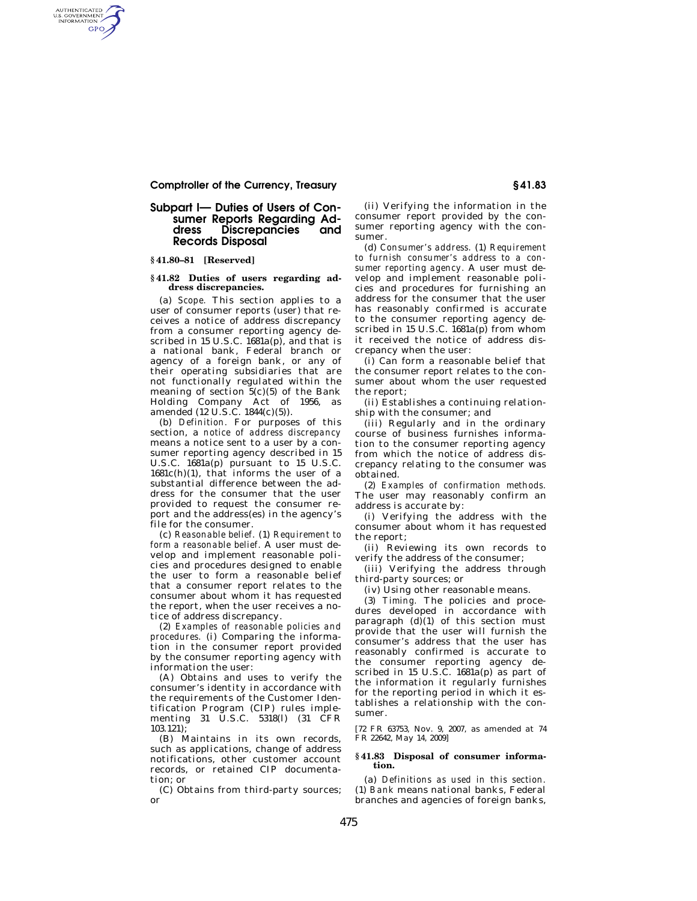## Subpart I— Duties of Users of Consumer Reports Regarding Address Discrepancies and Records Disposal

### § 41.80–81 [Reserved]

### § 41.82 Duties of users regarding address discrepancies.

(a) *Scope.* This section applies to a user of consumer reports (user) that receives a notice of address discrepancy from a consumer reporting agency described in 15 U.S.C. 1681a(p), and that is a national bank, Federal branch or agency of a foreign bank, or any of their operating subsidiaries that are not functionally regulated within the meaning of section 5(c)(5) of the Bank Holding Company Act of 1956, as amended (12 U.S.C. 1844(c)(5)).

(b) *Definition.* For purposes of this section, a *notice of address discrepancy* means a notice sent to a user by a consumer reporting agency described in 15 U.S.C. 1681a(p) pursuant to 15 U.S.C. 1681c(h)(1), that informs the user of a substantial difference between the address for the consumer that the user provided to request the consumer report and the address(es) in the agency's file for the consumer.

(c) *Reasonable belief.* (1) *Requirement to form a reasonable belief.* A user must develop and implement reasonable policies and procedures designed to enable the user to form a reasonable belief that a consumer report relates to the consumer about whom it has requested the report, when the user receives a notice of address discrepancy.

(2) *Examples of reasonable policies and procedures.* (i) Comparing the information in the consumer report provided by the consumer reporting agency with information the user:

(A) Obtains and uses to verify the consumer's identity in accordance with the requirements of the Customer Identification Program (CIP) rules implementing 31 U.S.C. 5318(l) (31 CFR 103.121);

(B) Maintains in its own records, such as applications, change of address notifications, other customer account records, or retained CIP documentation; or

(C) Obtains from third-party sources; or

(ii) Verifying the information in the consumer report provided by the consumer reporting agency with the consumer.

(d) *Consumer's address.* (1) *Requirement to furnish consumer's address to a consumer reporting agency.* A user must develop and implement reasonable policies and procedures for furnishing an address for the consumer that the user has reasonably confirmed is accurate to the consumer reporting agency described in 15 U.S.C. 1681a(p) from whom it received the notice of address discrepancy when the user:

(i) Can form a reasonable belief that the consumer report relates to the consumer about whom the user requested the report;

(ii) Establishes a continuing relationship with the consumer; and

(iii) Regularly and in the ordinary course of business furnishes information to the consumer reporting agency from which the notice of address discrepancy relating to the consumer was obtained.

(2) *Examples of confirmation methods.* The user may reasonably confirm an address is accurate by:

(i) Verifying the address with the consumer about whom it has requested the report;

(ii) Reviewing its own records to verify the address of the consumer;

(iii) Verifying the address through third-party sources; or

(iv) Using other reasonable means.

(3) *Timing.* The policies and procedures developed in accordance with paragraph (d)(1) of this section must provide that the user will furnish the consumer's address that the user has reasonably confirmed is accurate to the consumer reporting agency described in 15 U.S.C. 1681a(p) as part of the information it regularly furnishes for the reporting period in which it establishes a relationship with the consumer.

[72 FR 63753, Nov. 9, 2007, as amended at 74 FR 22642, May 14, 2009]

### § 41.83 Disposal of consumer information.

(a) *Definitions as used in this section.* (1) *Bank* means national banks, Federal branches and agencies of foreign banks,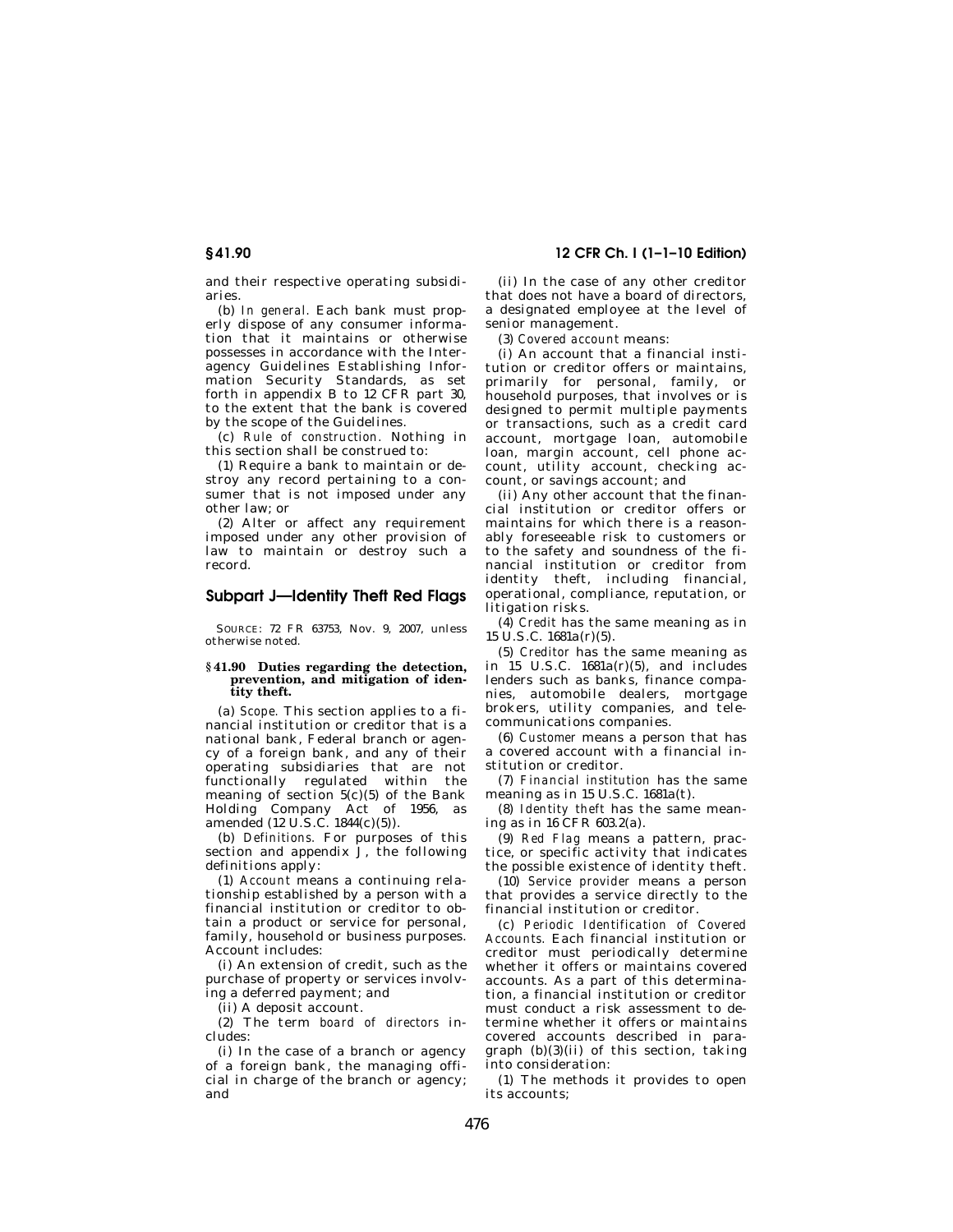and their respective operating subsidiaries.

(b) *In general.* Each bank must properly dispose of any consumer information that it maintains or otherwise possesses in accordance with the Interagency Guidelines Establishing Information Security Standards, as set forth in appendix B to 12 CFR part 30, to the extent that the bank is covered by the scope of the Guidelines.

(c) *Rule of construction.* Nothing in this section shall be construed to:

(1) Require a bank to maintain or destroy any record pertaining to a consumer that is not imposed under any other law; or

(2) Alter or affect any requirement imposed under any other provision of law to maintain or destroy such a record.

## Subpart J—Identity Theft Red Flags

SOURCE: 72 FR 63753, Nov. 9, 2007, unless otherwise noted.

### § 41.90 Duties regarding the detection, prevention, and mitigation of identity theft.

(a) *Scope.* This section applies to a financial institution or creditor that is a national bank, Federal branch or agency of a foreign bank, and any of their operating subsidiaries that are not functionally regulated within the meaning of section 5(c)(5) of the Bank Holding Company Act of 1956, as amended (12 U.S.C. 1844(c)(5)).

(b) *Definitions.* For purposes of this section and appendix J, the following definitions apply:

(1) *Account* means a continuing relationship established by a person with a financial institution or creditor to obtain a product or service for personal, family, household or business purposes. Account includes:

(i) An extension of credit, such as the purchase of property or services involving a deferred payment; and

(ii) A deposit account.

(2) The term *board of directors* includes:

(i) In the case of a branch or agency of a foreign bank, the managing official in charge of the branch or agency; and

(ii) In the case of any other creditor that does not have a board of directors, a designated employee at the level of senior management.

(3) *Covered account* means:

(i) An account that a financial institution or creditor offers or maintains, primarily for personal, family, or household purposes, that involves or is designed to permit multiple payments or transactions, such as a credit card account, mortgage loan, automobile loan, margin account, cell phone account, utility account, checking account, or savings account; and

(ii) Any other account that the financial institution or creditor offers or maintains for which there is a reasonably foreseeable risk to customers or to the safety and soundness of the financial institution or creditor from identity theft, including financial, operational, compliance, reputation, or litigation risks.

(4) *Credit* has the same meaning as in 15 U.S.C. 1681a(r)(5).

(5) *Creditor* has the same meaning as in 15 U.S.C. 1681a(r)(5), and includes lenders such as banks, finance companies, automobile dealers, mortgage brokers, utility companies, and telecommunications companies.

(6) *Customer* means a person that has a covered account with a financial institution or creditor.

(7) *Financial institution* has the same meaning as in 15 U.S.C. 1681a(t).

(8) *Identity theft* has the same meaning as in 16 CFR 603.2(a).

(9) *Red Flag* means a pattern, practice, or specific activity that indicates the possible existence of identity theft.

(10) *Service provider* means a person that provides a service directly to the financial institution or creditor.

(c) *Periodic Identification of Covered Accounts.* Each financial institution or creditor must periodically determine whether it offers or maintains covered accounts. As a part of this determination, a financial institution or creditor must conduct a risk assessment to determine whether it offers or maintains covered accounts described in paragraph (b)(3)(ii) of this section, taking into consideration:

(1) The methods it provides to open its accounts;